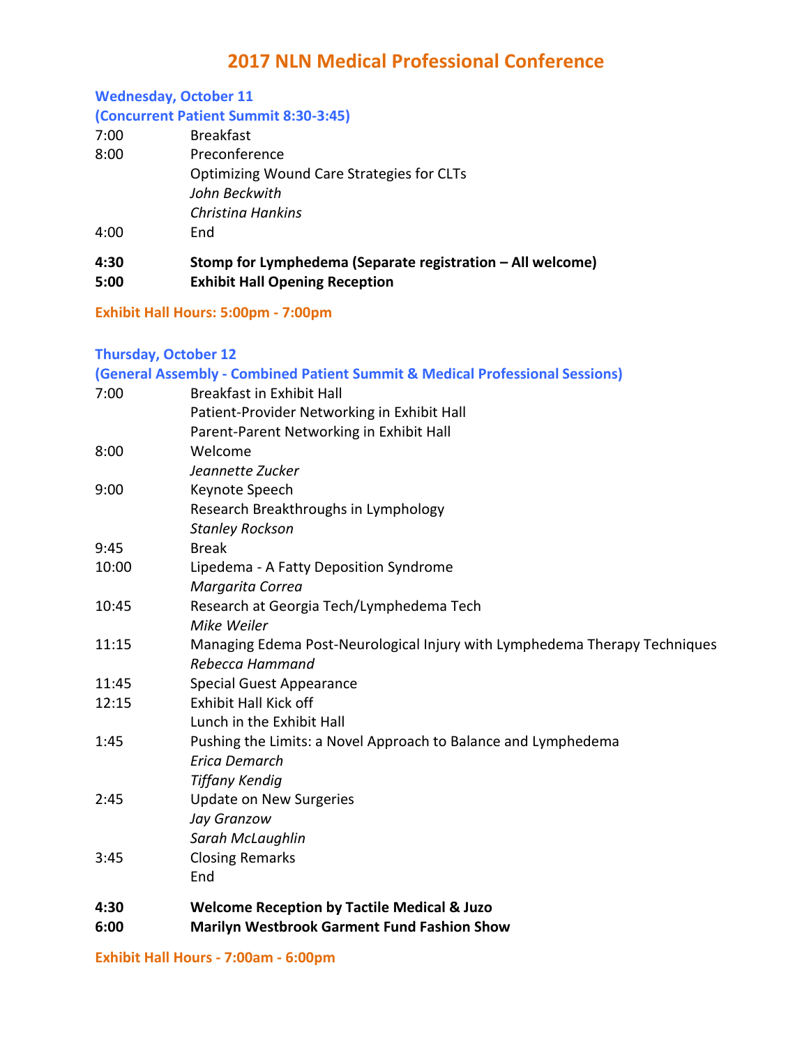# 2017 NLN Medical Professional Conference

**Wednesday, October 11**
**(Concurrent Patient Summit 8:30-3:45)**

| | |
|---|---|
| 7:00 | Breakfast |
| 8:00 | Preconference<br>Optimizing Wound Care Strategies for CLTs<br>*John Beckwith*<br>*Christina Hankins* |
| 4:00 | End |
| **4:30** | **Stomp for Lymphedema (Separate registration – All welcome)** |
| **5:00** | **Exhibit Hall Opening Reception** |

**Exhibit Hall Hours: 5:00pm - 7:00pm**

**Thursday, October 12**
**(General Assembly - Combined Patient Summit & Medical Professional Sessions)**

| | |
|---|---|
| 7:00 | Breakfast in Exhibit Hall<br>Patient-Provider Networking in Exhibit Hall<br>Parent-Parent Networking in Exhibit Hall |
| 8:00 | Welcome<br>*Jeannette Zucker* |
| 9:00 | Keynote Speech<br>Research Breakthroughs in Lymphology<br>*Stanley Rockson* |
| 9:45 | Break |
| 10:00 | Lipedema - A Fatty Deposition Syndrome<br>*Margarita Correa* |
| 10:45 | Research at Georgia Tech/Lymphedema Tech<br>*Mike Weiler* |
| 11:15 | Managing Edema Post-Neurological Injury with Lymphedema Therapy Techniques<br>*Rebecca Hammand* |
| 11:45 | Special Guest Appearance |
| 12:15 | Exhibit Hall Kick off<br>Lunch in the Exhibit Hall |
| 1:45 | Pushing the Limits: a Novel Approach to Balance and Lymphedema<br>*Erica Demarch*<br>*Tiffany Kendig* |
| 2:45 | Update on New Surgeries<br>*Jay Granzow*<br>*Sarah McLaughlin* |
| 3:45 | Closing Remarks<br>End |
| **4:30** | **Welcome Reception by Tactile Medical & Juzo** |
| **6:00** | **Marilyn Westbrook Garment Fund Fashion Show** |

**Exhibit Hall Hours - 7:00am - 6:00pm**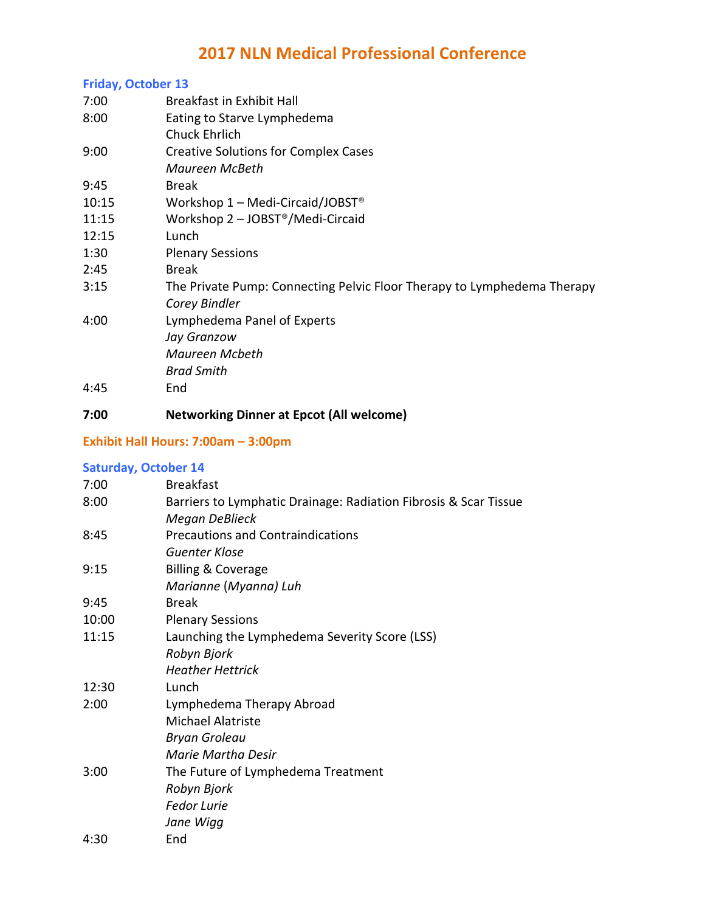# 2017 NLN Medical Professional Conference

## Friday, October 13

| | |
|---|---|
| 7:00 | Breakfast in Exhibit Hall |
| 8:00 | Eating to Starve Lymphedema<br>Chuck Ehrlich |
| 9:00 | Creative Solutions for Complex Cases<br>*Maureen McBeth* |
| 9:45 | Break |
| 10:15 | Workshop 1 – Medi-Circaid/JOBST® |
| 11:15 | Workshop 2 – JOBST®/Medi-Circaid |
| 12:15 | Lunch |
| 1:30 | Plenary Sessions |
| 2:45 | Break |
| 3:15 | The Private Pump: Connecting Pelvic Floor Therapy to Lymphedema Therapy<br>*Corey Bindler* |
| 4:00 | Lymphedema Panel of Experts<br>*Jay Granzow*<br>*Maureen Mcbeth*<br>*Brad Smith* |
| 4:45 | End |
| **7:00** | **Networking Dinner at Epcot (All welcome)** |

**Exhibit Hall Hours: 7:00am – 3:00pm**

## Saturday, October 14

| | |
|---|---|
| 7:00 | Breakfast |
| 8:00 | Barriers to Lymphatic Drainage: Radiation Fibrosis & Scar Tissue<br>*Megan DeBlieck* |
| 8:45 | Precautions and Contraindications<br>*Guenter Klose* |
| 9:15 | Billing & Coverage<br>*Marianne (Myanna) Luh* |
| 9:45 | Break |
| 10:00 | Plenary Sessions |
| 11:15 | Launching the Lymphedema Severity Score (LSS)<br>*Robyn Bjork*<br>*Heather Hettrick* |
| 12:30 | Lunch |
| 2:00 | Lymphedema Therapy Abroad<br>Michael Alatriste<br>*Bryan Groleau*<br>*Marie Martha Desir* |
| 3:00 | The Future of Lymphedema Treatment<br>*Robyn Bjork*<br>*Fedor Lurie*<br>*Jane Wigg* |
| 4:30 | End |